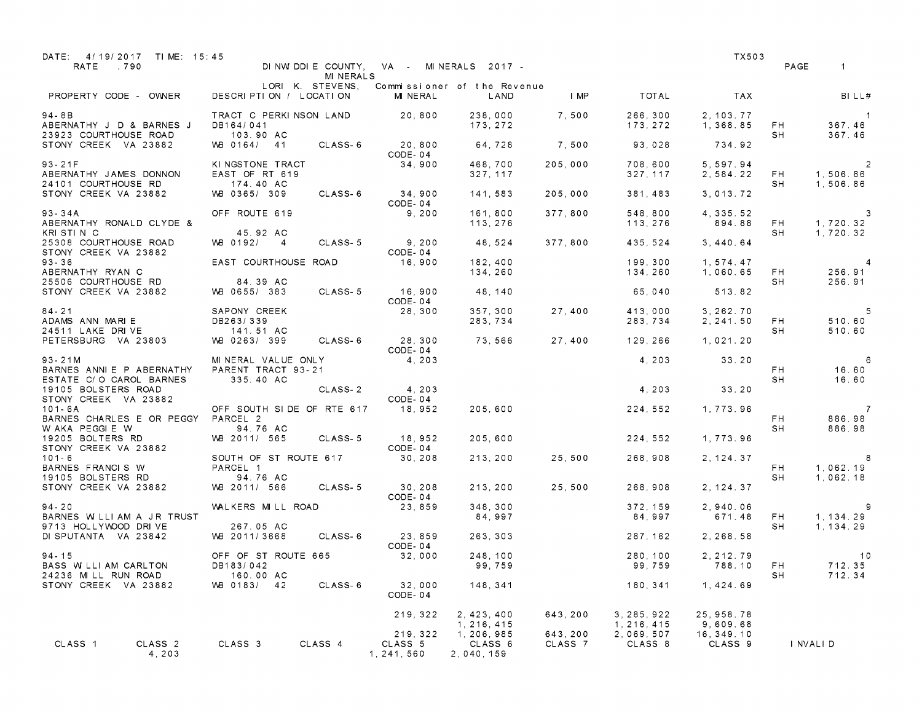DATE: 4/19/2017 TIME: 15:45 TX503
RATE .790

DINWIDDIE COUNTY, VA - MINERALS 2017 - MINERALS

LORI K. STEVENS, Commissioner of the Revenue

| PROPERTY CODE - OWNER | DESCRIPTION / LOCATION | MINERAL | LAND | IMP | TOTAL | TAX | | BILL# |
|---|---|---|---|---|---|---|---|---|
| 94-8B | TRACT C PERKINSON LAND | 20,800 | 238,000 | 7,500 | 266,300 | 2,103.77 | | 1 |
| ABERNATHY J D & BARNES J | DB164/041 | | 173,272 | | 173,272 | 1,368.85 | FH | 367.46 |
| 23923 COURTHOUSE ROAD | 103.90 AC | | | | | | SH | 367.46 |
| STONY CREEK VA 23882 | WB 0164/ 41 CLASS-6 | 20,800 | 64,728 | 7,500 | 93,028 | 734.92 | | |
| | | CODE-04 | | | | | | |
| 93-21F | KINGSTONE TRACT | 34,900 | 468,700 | 205,000 | 708,600 | 5,597.94 | | 2 |
| ABERNATHY JAMES DONNON | EAST OF RT 619 | | 327,117 | | 327,117 | 2,584.22 | FH | 1,506.86 |
| 24101 COURTHOUSE RD | 174.40 AC | | | | | | SH | 1,506.86 |
| STONY CREEK VA 23882 | WB 0365/ 309 CLASS-6 | 34,900 | 141,583 | 205,000 | 381,483 | 3,013.72 | | |
| | | CODE-04 | | | | | | |
| 93-34A | OFF ROUTE 619 | 9,200 | 161,800 | 377,800 | 548,800 | 4,335.52 | | 3 |
| ABERNATHY RONALD CLYDE & | | | 113,276 | | 113,276 | 894.88 | FH | 1,720.32 |
| KRISTIN C | 45.92 AC | | | | | | SH | 1,720.32 |
| 25308 COURTHOUSE ROAD | WB 0192/ 4 CLASS-5 | 9,200 | 48,524 | 377,800 | 435,524 | 3,440.64 | | |
| STONY CREEK VA 23882 | | CODE-04 | | | | | | |
| 93-36 | EAST COURTHOUSE ROAD | 16,900 | 182,400 | | 199,300 | 1,574.47 | | 4 |
| ABERNATHY RYAN C | | | 134,260 | | 134,260 | 1,060.65 | FH | 256.91 |
| 25506 COURTHOUSE RD | 84.39 AC | | | | | | SH | 256.91 |
| STONY CREEK VA 23882 | WB 0655/ 383 CLASS-5 | 16,900 | 48,140 | | 65,040 | 513.82 | | |
| | | CODE-04 | | | | | | |
| 84-21 | SAPONY CREEK | 28,300 | 357,300 | 27,400 | 413,000 | 3,262.70 | | 5 |
| ADAMS ANN MARIE | DB263/339 | | 283,734 | | 283,734 | 2,241.50 | FH | 510.60 |
| 24511 LAKE DRIVE | 141.51 AC | | | | | | SH | 510.60 |
| PETERSBURG VA 23803 | WB 0263/ 399 CLASS-6 | 28,300 | 73,566 | 27,400 | 129,266 | 1,021.20 | | |
| | | CODE-04 | | | | | | |
| 93-21M | MINERAL VALUE ONLY | 4,203 | | | 4,203 | 33.20 | | 6 |
| BARNES ANNIE P ABERNATHY | PARENT TRACT 93-21 | | | | | | FH | 16.60 |
| ESTATE C/O CAROL BARNES | 335.40 AC | | | | | | SH | 16.60 |
| 19105 BOLSTERS ROAD | CLASS-2 | 4,203 | | | 4,203 | 33.20 | | |
| STONY CREEK VA 23882 | | CODE-04 | | | | | | |
| 101-6A | OFF SOUTH SIDE OF RTE 617 | 18,952 | 205,600 | | 224,552 | 1,773.96 | | 7 |
| BARNES CHARLES E OR PEGGY | PARCEL 2 | | | | | | FH | 886.98 |
| W AKA PEGGIE W | 94.76 AC | | | | | | SH | 886.98 |
| 19205 BOLTERS RD | WB 2011/ 565 CLASS-5 | 18,952 | 205,600 | | 224,552 | 1,773.96 | | |
| STONY CREEK VA 23882 | | CODE-04 | | | | | | |
| 101-6 | SOUTH OF ST ROUTE 617 | 30,208 | 213,200 | 25,500 | 268,908 | 2,124.37 | | 8 |
| BARNES FRANCIS W | PARCEL 1 | | | | | | FH | 1,062.19 |
| 19105 BOLSTERS RD | 94.76 AC | | | | | | SH | 1,062.18 |
| STONY CREEK VA 23882 | WB 2011/ 566 CLASS-5 | 30,208 | 213,200 | 25,500 | 268,908 | 2,124.37 | | |
| | | CODE-04 | | | | | | |
| 94-20 | WALKERS MILL ROAD | 23,859 | 348,300 | | 372,159 | 2,940.06 | | 9 |
| BARNES WILLIAM A JR TRUST | | | 84,997 | | 84,997 | 671.48 | FH | 1,134.29 |
| 9713 HOLLYWOOD DRIVE | 267.05 AC | | | | | | SH | 1,134.29 |
| DISPUTANTA VA 23842 | WB 2011/3668 CLASS-6 | 23,859 | 263,303 | | 287,162 | 2,268.58 | | |
| | | CODE-04 | | | | | | |
| 94-15 | OFF OF ST ROUTE 665 | 32,000 | 248,100 | | 280,100 | 2,212.79 | | 10 |
| BASS WILLIAM CARLTON | DB183/042 | | 99,759 | | 99,759 | 788.10 | FH | 712.35 |
| 24236 MILL RUN ROAD | 160.00 AC | | | | | | SH | 712.34 |
| STONY CREEK VA 23882 | WB 0183/ 42 CLASS-6 | 32,000 | 148,341 | | 180,341 | 1,424.69 | | |
| | | CODE-04 | | | | | | |
| | | 219,322 | 2,423,400 | 643,200 | 3,285,922 | 25,958.78 | | |
| | | | 1,216,415 | | 1,216,415 | 9,609.68 | | |
| | | 219,322 | 1,206,985 | 643,200 | 2,069,507 | 16,349.10 | | |

| CLASS 1 | CLASS 2 | CLASS 3 | CLASS 4 | CLASS 5 | CLASS 6 | CLASS 7 | CLASS 8 | CLASS 9 | INVALID |
|---|---|---|---|---|---|---|---|---|---|
| | 4,203 | | | 1,241,560 | 2,040,159 | | | | |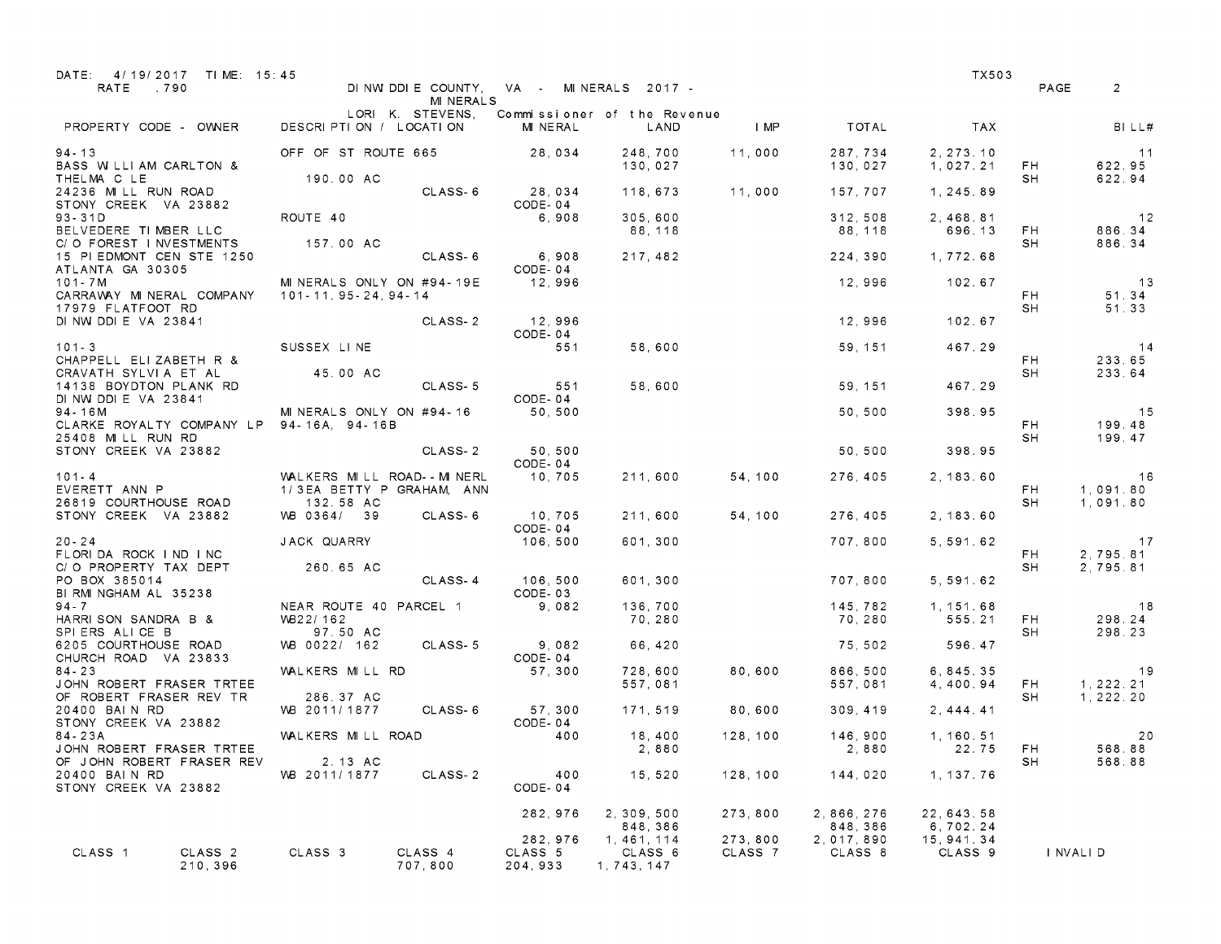DATE: 4/19/2017 TIME: 15:45 TX503

RATE .790 DINWIDDIE COUNTY, VA - MINERALS 2017 - MINERALS PAGE 2

LORI K. STEVENS, Commissioner of the Revenue

| PROPERTY CODE - OWNER | DESCRIPTION / LOCATION | | MINERAL | LAND | IMP | TOTAL | TAX | | BILL# |
|---|---|---|---|---|---|---|---|---|---|
| 94-13 | OFF OF ST ROUTE 665 | | 28,034 | 248,700 | 11,000 | 287,734 | 2,273.10 | | 11 |
| BASS WILLIAM CARLTON & | | | | 130,027 | | 130,027 | 1,027.21 | FH | 622.95 |
| THELMA C LE | 190.00 AC | | | | | | | SH | 622.94 |
| 24236 MILL RUN ROAD | | CLASS-6 | 28,034 | 118,673 | 11,000 | 157,707 | 1,245.89 | | |
| STONY CREEK VA 23882 | | | CODE-04 | | | | | | |
| 93-31D | ROUTE 40 | | 6,908 | 305,600 | | 312,508 | 2,468.81 | | 12 |
| BELVEDERE TIMBER LLC | | | | 88,118 | | 88,118 | 696.13 | FH | 886.34 |
| C/O FOREST INVESTMENTS | 157.00 AC | | | | | | | SH | 886.34 |
| 15 PIEDMONT CEN STE 1250 | | CLASS-6 | 6,908 | 217,482 | | 224,390 | 1,772.68 | | |
| ATLANTA GA 30305 | | | CODE-04 | | | | | | |
| 101-7M | MINERALS ONLY ON #94-19E | | 12,996 | | | 12,996 | 102.67 | | 13 |
| CARRAWAY MINERAL COMPANY | 101-11, 95-24, 94-14 | | | | | | | FH | 51.34 |
| 17979 FLATFOOT RD | | | | | | | | SH | 51.33 |
| DINWIDDIE VA 23841 | | CLASS-2 | 12,996 | | | 12,996 | 102.67 | | |
| | | | CODE-04 | | | | | | |
| 101-3 | SUSSEX LINE | | 551 | 58,600 | | 59,151 | 467.29 | | 14 |
| CHAPPELL ELIZABETH R & | | | | | | | | FH | 233.65 |
| CRAVATH SYLVIA ET AL | 45.00 AC | | | | | | | SH | 233.64 |
| 14138 BOYDTON PLANK RD | | CLASS-5 | 551 | 58,600 | | 59,151 | 467.29 | | |
| DINWIDDIE VA 23841 | | | CODE-04 | | | | | | |
| 94-16M | MINERALS ONLY ON #94-16 | | 50,500 | | | 50,500 | 398.95 | | 15 |
| CLARKE ROYALTY COMPANY LP | 94-16A, 94-16B | | | | | | | FH | 199.48 |
| 25408 MILL RUN RD | | | | | | | | SH | 199.47 |
| STONY CREEK VA 23882 | | CLASS-2 | 50,500 | | | 50,500 | 398.95 | | |
| | | | CODE-04 | | | | | | |
| 101-4 | WALKERS MILL ROAD--MINERL | | 10,705 | 211,600 | 54,100 | 276,405 | 2,183.60 | | 16 |
| EVERETT ANN P | 1/3EA BETTY P GRAHAM, ANN | | | | | | | FH | 1,091.80 |
| 26819 COURTHOUSE ROAD | 132.58 AC | | | | | | | SH | 1,091.80 |
| STONY CREEK VA 23882 | WB 0364/ 39 | CLASS-6 | 10,705 | 211,600 | 54,100 | 276,405 | 2,183.60 | | |
| | | | CODE-04 | | | | | | |
| 20-24 | JACK QUARRY | | 106,500 | 601,300 | | 707,800 | 5,591.62 | | 17 |
| FLORIDA ROCK IND INC | | | | | | | | FH | 2,795.81 |
| C/O PROPERTY TAX DEPT | 260.65 AC | | | | | | | SH | 2,795.81 |
| PO BOX 385014 | | CLASS-4 | 106,500 | 601,300 | | 707,800 | 5,591.62 | | |
| BIRMINGHAM AL 35238 | | | CODE-03 | | | | | | |
| 94-7 | NEAR ROUTE 40 PARCEL 1 | | 9,082 | 136,700 | | 145,782 | 1,151.68 | | 18 |
| HARRISON SANDRA B & | WB22/162 | | | 70,280 | | 70,280 | 555.21 | FH | 298.24 |
| SPIERS ALICE B | 97.50 AC | | | | | | | SH | 298.23 |
| 6205 COURTHOUSE ROAD | WB 0022/ 162 | CLASS-5 | 9,082 | 66,420 | | 75,502 | 596.47 | | |
| CHURCH ROAD VA 23833 | | | CODE-04 | | | | | | |
| 84-23 | WALKERS MILL RD | | 57,300 | 728,600 | 80,600 | 866,500 | 6,845.35 | | 19 |
| JOHN ROBERT FRASER TRTEE | | | | 557,081 | | 557,081 | 4,400.94 | FH | 1,222.21 |
| OF ROBERT FRASER REV TR | 286.37 AC | | | | | | | SH | 1,222.20 |
| 20400 BAIN RD | WB 2011/1877 | CLASS-6 | 57,300 | 171,519 | 80,600 | 309,419 | 2,444.41 | | |
| STONY CREEK VA 23882 | | | CODE-04 | | | | | | |
| 84-23A | WALKERS MILL ROAD | | 400 | 18,400 | 128,100 | 146,900 | 1,160.51 | | 20 |
| JOHN ROBERT FRASER TRTEE | | | | 2,880 | | 2,880 | 22.75 | FH | 568.88 |
| OF JOHN ROBERT FRASER REV | 2.13 AC | | | | | | | SH | 568.88 |
| 20400 BAIN RD | WB 2011/1877 | CLASS-2 | 400 | 15,520 | 128,100 | 144,020 | 1,137.76 | | |
| STONY CREEK VA 23882 | | | CODE-04 | | | | | | |
| | | | 282,976 | 2,309,500 | 273,800 | 2,866,276 | 22,643.58 | | |
| | | | | 848,386 | | 848,386 | 6,702.24 | | |
| | | | 282,976 | 1,461,114 | 273,800 | 2,017,890 | 15,941.34 | | |

| CLASS 1 | CLASS 2 | CLASS 3 | CLASS 4 | CLASS 5 | CLASS 6 | CLASS 7 | CLASS 8 | CLASS 9 | INVALID |
|---|---|---|---|---|---|---|---|---|---|
| | 210,396 | | 707,800 | 204,933 | 1,743,147 | | | | |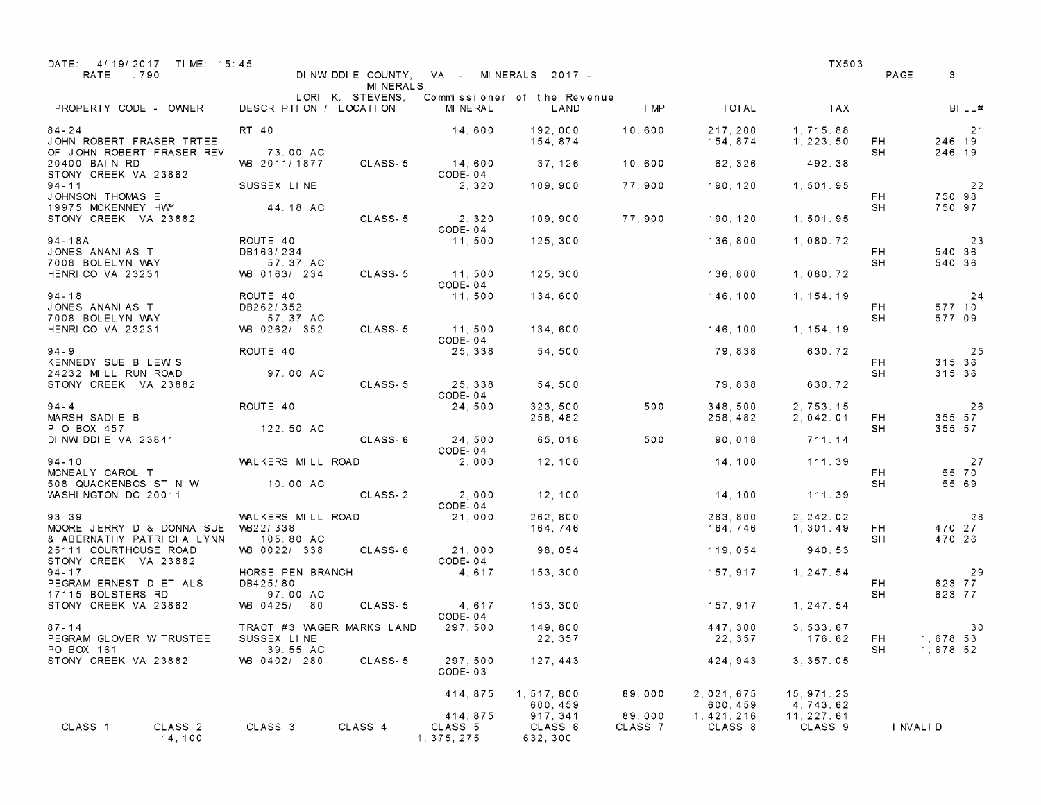DATE: 4/19/2017 TIME: 15:45 TX503

RATE .790

DINWIDDIE COUNTY, VA - MINERALS 2017 - MINERALS

LORI K. STEVENS, Commissioner of the Revenue

| PROPERTY CODE - OWNER | DESCRIPTION / LOCATION | | MINERAL | LAND | IMP | TOTAL | TAX | | BILL# |
|---|---|---|---|---|---|---|---|---|---|
| 84-24 | RT 40 | | 14,600 | 192,000 | 10,600 | 217,200 | 1,715.88 | | 21 |
| JOHN ROBERT FRASER TRTEE | | | | 154,874 | | 154,874 | 1,223.50 | FH | 246.19 |
| OF JOHN ROBERT FRASER REV | 73.00 AC | | | | | | | SH | 246.19 |
| 20400 BAIN RD | WB 2011/1877 | CLASS-5 | 14,600 | 37,126 | 10,600 | 62,326 | 492.38 | | |
| STONY CREEK VA 23882 | | | CODE-04 | | | | | | |
| 94-11 | SUSSEX LINE | | 2,320 | 109,900 | 77,900 | 190,120 | 1,501.95 | | 22 |
| JOHNSON THOMAS E | | | | | | | | FH | 750.98 |
| 19975 MCKENNEY HWY | 44.18 AC | | | | | | | SH | 750.97 |
| STONY CREEK VA 23882 | | CLASS-5 | 2,320 | 109,900 | 77,900 | 190,120 | 1,501.95 | | |
| | | | CODE-04 | | | | | | |
| 94-18A | ROUTE 40 | | 11,500 | 125,300 | | 136,800 | 1,080.72 | | 23 |
| JONES ANANIAS T | DB163/234 | | | | | | | FH | 540.36 |
| 7008 BOLELYN WAY | 57.37 AC | | | | | | | SH | 540.36 |
| HENRICO VA 23231 | WB 0163/ 234 | CLASS-5 | 11,500 | 125,300 | | 136,800 | 1,080.72 | | |
| | | | CODE-04 | | | | | | |
| 94-18 | ROUTE 40 | | 11,500 | 134,600 | | 146,100 | 1,154.19 | | 24 |
| JONES ANANIAS T | DB262/352 | | | | | | | FH | 577.10 |
| 7008 BOLELYN WAY | 57.37 AC | | | | | | | SH | 577.09 |
| HENRICO VA 23231 | WB 0262/ 352 | CLASS-5 | 11,500 | 134,600 | | 146,100 | 1,154.19 | | |
| | | | CODE-04 | | | | | | |
| 94-9 | ROUTE 40 | | 25,338 | 54,500 | | 79,838 | 630.72 | | 25 |
| KENNEDY SUE B LEWIS | | | | | | | | FH | 315.36 |
| 24232 MILL RUN ROAD | 97.00 AC | | | | | | | SH | 315.36 |
| STONY CREEK VA 23882 | | CLASS-5 | 25,338 | 54,500 | | 79,838 | 630.72 | | |
| | | | CODE-04 | | | | | | |
| 94-4 | ROUTE 40 | | 24,500 | 323,500 | 500 | 348,500 | 2,753.15 | | 26 |
| MARSH SADIE B | | | | 258,482 | | 258,482 | 2,042.01 | FH | 355.57 |
| P O BOX 457 | 122.50 AC | | | | | | | SH | 355.57 |
| DINWIDDIE VA 23841 | | CLASS-6 | 24,500 | 65,018 | 500 | 90,018 | 711.14 | | |
| | | | CODE-04 | | | | | | |
| 94-10 | WALKERS MILL ROAD | | 2,000 | 12,100 | | 14,100 | 111.39 | | 27 |
| MCNEALY CAROL T | | | | | | | | FH | 55.70 |
| 508 QUACKENBOS ST N W | 10.00 AC | | | | | | | SH | 55.69 |
| WASHINGTON DC 20011 | | CLASS-2 | 2,000 | 12,100 | | 14,100 | 111.39 | | |
| | | | CODE-04 | | | | | | |
| 93-39 | WALKERS MILL ROAD | | 21,000 | 262,800 | | 283,800 | 2,242.02 | | 28 |
| MOORE JERRY D & DONNA SUE | WB22/338 | | | 164,746 | | 164,746 | 1,301.49 | FH | 470.27 |
| & ABERNATHY PATRICIA LYNN | 105.80 AC | | | | | | | SH | 470.26 |
| 25111 COURTHOUSE ROAD | WB 0022/ 338 | CLASS-6 | 21,000 | 98,054 | | 119,054 | 940.53 | | |
| STONY CREEK VA 23882 | | | CODE-04 | | | | | | |
| 94-17 | HORSE PEN BRANCH | | 4,617 | 153,300 | | 157,917 | 1,247.54 | | 29 |
| PEGRAM ERNEST D ET ALS | DB425/80 | | | | | | | FH | 623.77 |
| 17115 BOLSTERS RD | 97.00 AC | | | | | | | SH | 623.77 |
| STONY CREEK VA 23882 | WB 0425/ 80 | CLASS-5 | 4,617 | 153,300 | | 157,917 | 1,247.54 | | |
| | | | CODE-04 | | | | | | |
| 87-14 | TRACT #3 WAGER MARKS LAND | | 297,500 | 149,800 | | 447,300 | 3,533.67 | | 30 |
| PEGRAM GLOVER W TRUSTEE | SUSSEX LINE | | | 22,357 | | 22,357 | 176.62 | FH | 1,678.53 |
| PO BOX 161 | 39.55 AC | | | | | | | SH | 1,678.52 |
| STONY CREEK VA 23882 | WB 0402/ 280 | CLASS-5 | 297,500 | 127,443 | | 424,943 | 3,357.05 | | |
| | | | CODE-03 | | | | | | |
| | | | 414,875 | 1,517,800 | 89,000 | 2,021,675 | 15,971.23 | | |
| | | | | 600,459 | | 600,459 | 4,743.62 | | |
| | | | 414,875 | 917,341 | 89,000 | 1,421,216 | 11,227.61 | | |

| CLASS 1 | CLASS 2 | CLASS 3 | CLASS 4 | CLASS 5 | CLASS 6 | CLASS 7 | CLASS 8 | CLASS 9 | INVALID |
|---|---|---|---|---|---|---|---|---|---|
| | 14,100 | | | 1,375,275 | 632,300 | | | | |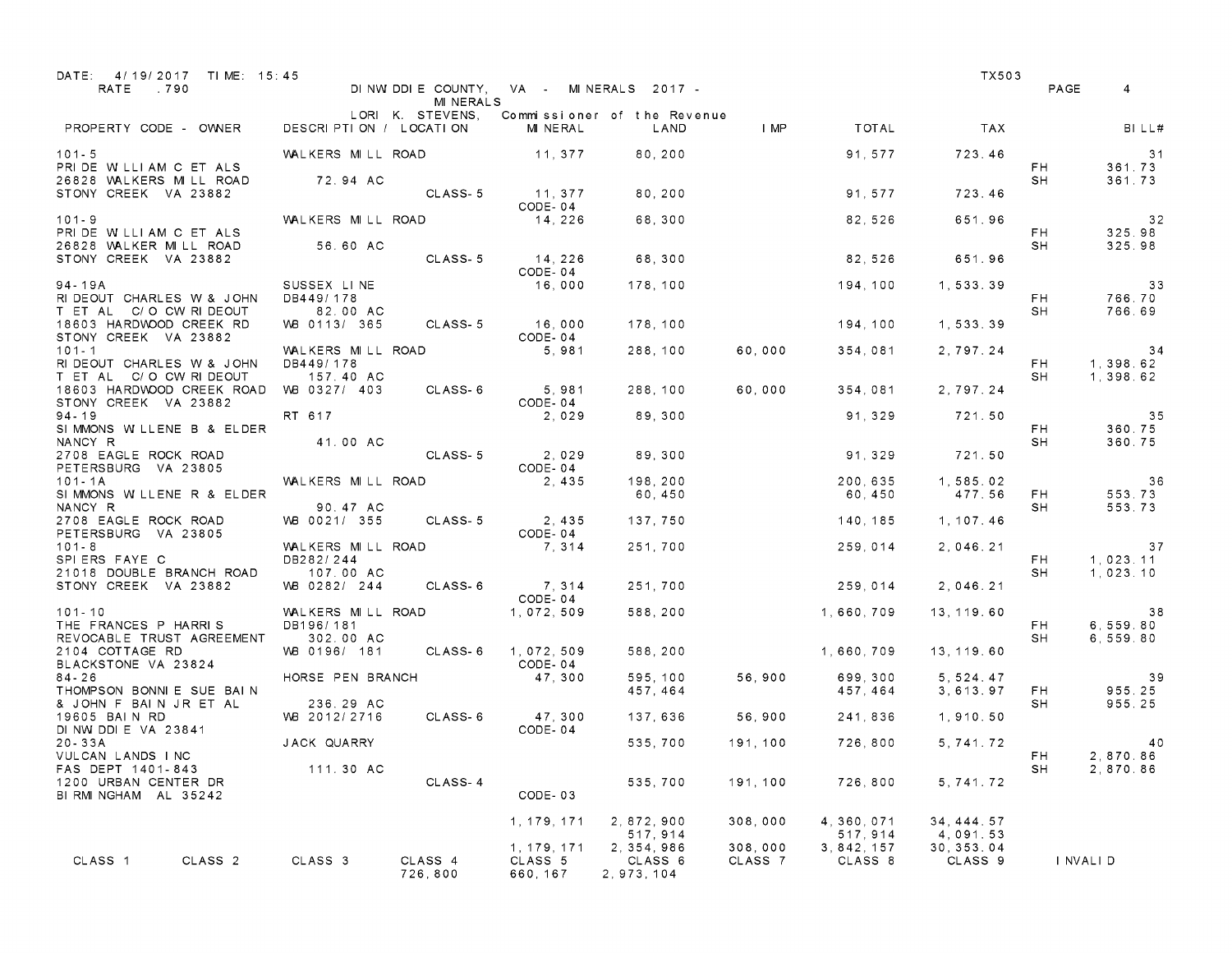DATE: 4/19/2017 TIME: 15:45 TX503
RATE .790

DINWIDDIE COUNTY, VA - MINERALS 2017 -
MINERALS
LORI K. STEVENS, Commissioner of the Revenue

| PROPERTY CODE - OWNER | DESCRIPTION / LOCATION | | MINERAL | LAND | IMP | TOTAL | TAX | | BILL# |
|---|---|---|---|---|---|---|---|---|---|
| 101-5 | WALKERS MILL ROAD | | 11,377 | 80,200 | | 91,577 | 723.46 | | 31 |
| PRIDE WILLIAM C ET ALS | | | | | | | | FH | 361.73 |
| 26828 WALKERS MILL ROAD | 72.94 AC | | | | | | | SH | 361.73 |
| STONY CREEK VA 23882 | | CLASS-5 | 11,377 | 80,200 | | 91,577 | 723.46 | | |
| | | | CODE-04 | | | | | | |
| 101-9 | WALKERS MILL ROAD | | 14,226 | 68,300 | | 82,526 | 651.96 | | 32 |
| PRIDE WILLIAM C ET ALS | | | | | | | | FH | 325.98 |
| 26828 WALKER MILL ROAD | 56.60 AC | | | | | | | SH | 325.98 |
| STONY CREEK VA 23882 | | CLASS-5 | 14,226 | 68,300 | | 82,526 | 651.96 | | |
| | | | CODE-04 | | | | | | |
| 94-19A | SUSSEX LINE | | 16,000 | 178,100 | | 194,100 | 1,533.39 | | 33 |
| RIDEOUT CHARLES W & JOHN | DB449/178 | | | | | | | FH | 766.70 |
| T ET AL C/O CW RIDEOUT | 82.00 AC | | | | | | | SH | 766.69 |
| 18603 HARDWOOD CREEK RD | WB 0113/ 365 | CLASS-5 | 16,000 | 178,100 | | 194,100 | 1,533.39 | | |
| STONY CREEK VA 23882 | | | CODE-04 | | | | | | |
| 101-1 | WALKERS MILL ROAD | | 5,981 | 288,100 | 60,000 | 354,081 | 2,797.24 | | 34 |
| RIDEOUT CHARLES W & JOHN | DB449/178 | | | | | | | FH | 1,398.62 |
| T ET AL C/O CW RIDEOUT | 157.40 AC | | | | | | | SH | 1,398.62 |
| 18603 HARDWOOD CREEK ROAD | WB 0327/ 403 | CLASS-6 | 5,981 | 288,100 | 60,000 | 354,081 | 2,797.24 | | |
| STONY CREEK VA 23882 | | | CODE-04 | | | | | | |
| 94-19 | RT 617 | | 2,029 | 89,300 | | 91,329 | 721.50 | | 35 |
| SIMMONS WILLENE B & ELDER | | | | | | | | FH | 360.75 |
| NANCY R | 41.00 AC | | | | | | | SH | 360.75 |
| 2708 EAGLE ROCK ROAD | | CLASS-5 | 2,029 | 89,300 | | 91,329 | 721.50 | | |
| PETERSBURG VA 23805 | | | CODE-04 | | | | | | |
| 101-1A | WALKERS MILL ROAD | | 2,435 | 198,200 | | 200,635 | 1,585.02 | | 36 |
| SIMMONS WILLENE R & ELDER | | | | 60,450 | | 60,450 | 477.56 | FH | 553.73 |
| NANCY R | 90.47 AC | | | | | | | SH | 553.73 |
| 2708 EAGLE ROCK ROAD | WB 0021/ 355 | CLASS-5 | 2,435 | 137,750 | | 140,185 | 1,107.46 | | |
| PETERSBURG VA 23805 | | | CODE-04 | | | | | | |
| 101-8 | WALKERS MILL ROAD | | 7,314 | 251,700 | | 259,014 | 2,046.21 | | 37 |
| SPIERS FAYE C | DB282/244 | | | | | | | FH | 1,023.11 |
| 21018 DOUBLE BRANCH ROAD | 107.00 AC | | | | | | | SH | 1,023.10 |
| STONY CREEK VA 23882 | WB 0282/ 244 | CLASS-6 | 7,314 | 251,700 | | 259,014 | 2,046.21 | | |
| | | | CODE-04 | | | | | | |
| 101-10 | WALKERS MILL ROAD | | 1,072,509 | 588,200 | | 1,660,709 | 13,119.60 | | 38 |
| THE FRANCES P HARRIS | DB196/181 | | | | | | | FH | 6,559.80 |
| REVOCABLE TRUST AGREEMENT | 302.00 AC | | | | | | | SH | 6,559.80 |
| 2104 COTTAGE RD | WB 0196/ 181 | CLASS-6 | 1,072,509 | 588,200 | | 1,660,709 | 13,119.60 | | |
| BLACKSTONE VA 23824 | | | CODE-04 | | | | | | |
| 84-26 | HORSE PEN BRANCH | | 47,300 | 595,100 | 56,900 | 699,300 | 5,524.47 | | 39 |
| THOMPSON BONNIE SUE BAIN | | | | 457,464 | | 457,464 | 3,613.97 | FH | 955.25 |
| & JOHN F BAIN JR ET AL | 236.29 AC | | | | | | | SH | 955.25 |
| 19605 BAIN RD | WB 2012/2716 | CLASS-6 | 47,300 | 137,636 | 56,900 | 241,836 | 1,910.50 | | |
| DINWIDDIE VA 23841 | | | CODE-04 | | | | | | |
| 20-33A | JACK QUARRY | | | 535,700 | 191,100 | 726,800 | 5,741.72 | | 40 |
| VULCAN LANDS INC | | | | | | | | FH | 2,870.86 |
| FAS DEPT 1401-843 | 111.30 AC | | | | | | | SH | 2,870.86 |
| 1200 URBAN CENTER DR | | CLASS-4 | | 535,700 | 191,100 | 726,800 | 5,741.72 | | |
| BIRMINGHAM AL 35242 | | | CODE-03 | | | | | | |
| | | | 1,179,171 | 2,872,900 | 308,000 | 4,360,071 | 34,444.57 | | |
| | | | | 517,914 | | 517,914 | 4,091.53 | | |
| | | | 1,179,171 | 2,354,986 | 308,000 | 3,842,157 | 30,353.04 | | |

| CLASS 1 | CLASS 2 | CLASS 3 | CLASS 4 | CLASS 5 | CLASS 6 | CLASS 7 | CLASS 8 | CLASS 9 | INVALID |
|---|---|---|---|---|---|---|---|---|---|
| | | | 726,800 | 660,167 | 2,973,104 | | | | |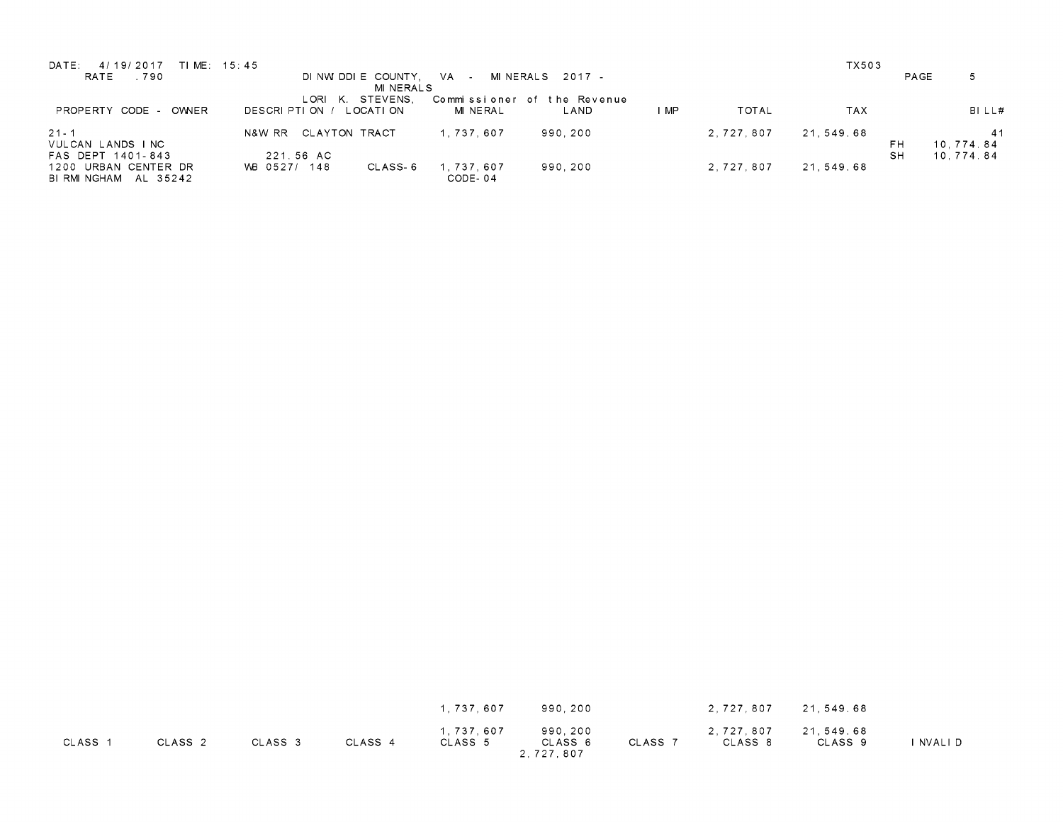DATE: 4/19/2017 TIME: 15:45 TX503

RATE .790

DINWIDDIE COUNTY, VA - MINERALS 2017 - MINERALS

LORI K. STEVENS, Commissioner of the Revenue

| PROPERTY CODE - OWNER | DESCRIPTION / LOCATION | | MINERAL | LAND | IMP | TOTAL | TAX | | BILL# |
|---|---|---|---|---|---|---|---|---|---|
| 21-1 | N&W RR CLAYTON TRACT | | 1,737,607 | 990,200 | | 2,727,807 | 21,549.68 | | 41 |
| VULCAN LANDS INC | | | | | | | | FH | 10,774.84 |
| FAS DEPT 1401-843 | 221.56 AC | | | | | | | SH | 10,774.84 |
| 1200 URBAN CENTER DR | WB 0527/ 148 | CLASS-6 | 1,737,607 | 990,200 | | 2,727,807 | 21,549.68 | | |
| BIRMINGHAM AL 35242 | | | CODE-04 | | | | | | |

| | | | | | | | | | |
|---|---|---|---|---|---|---|---|---|---|
| | | | | 1,737,607 | 990,200 | | 2,727,807 | 21,549.68 | |
| | | | | 1,737,607 | 990,200 | | 2,727,807 | 21,549.68 | |
| CLASS 1 | CLASS 2 | CLASS 3 | CLASS 4 | CLASS 5 | CLASS 6 | CLASS 7 | CLASS 8 | CLASS 9 | INVALID |
| | | | | | 2,727,807 | | | | |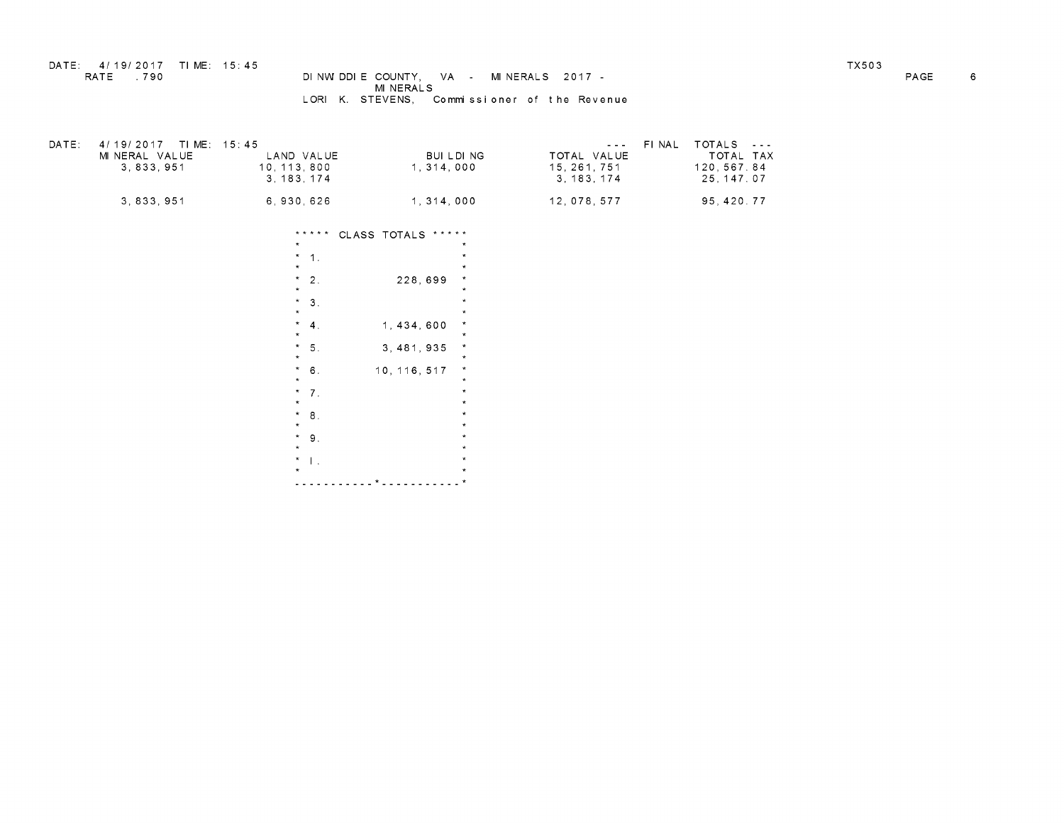DATE: 4/19/2017 TIME: 15:45 TX503

RATE .790

DINWIDDIE COUNTY, VA - MINERALS 2017 -

MINERALS

LORI K. STEVENS, Commissioner of the Revenue

DATE: 4/19/2017 TIME: 15:45 --- FINAL TOTALS ---

| MINERAL VALUE | LAND VALUE | BUILDING | TOTAL VALUE | TOTAL TAX |
|---|---|---|---|---|
| 3,833,951 | 10,113,800 | 1,314,000 | 15,261,751 | 120,567.84 |
| | 3,183,174 | | 3,183,174 | 25,147.07 |
| 3,833,951 | 6,930,626 | 1,314,000 | 12,078,577 | 95,420.77 |

***** CLASS TOTALS *****

| Class | Total |
|---|---|
| 1. | |
| 2. | 228,699 |
| 3. | |
| 4. | 1,434,600 |
| 5. | 3,481,935 |
| 6. | 10,116,517 |
| 7. | |
| 8. | |
| 9. | |
| I. | |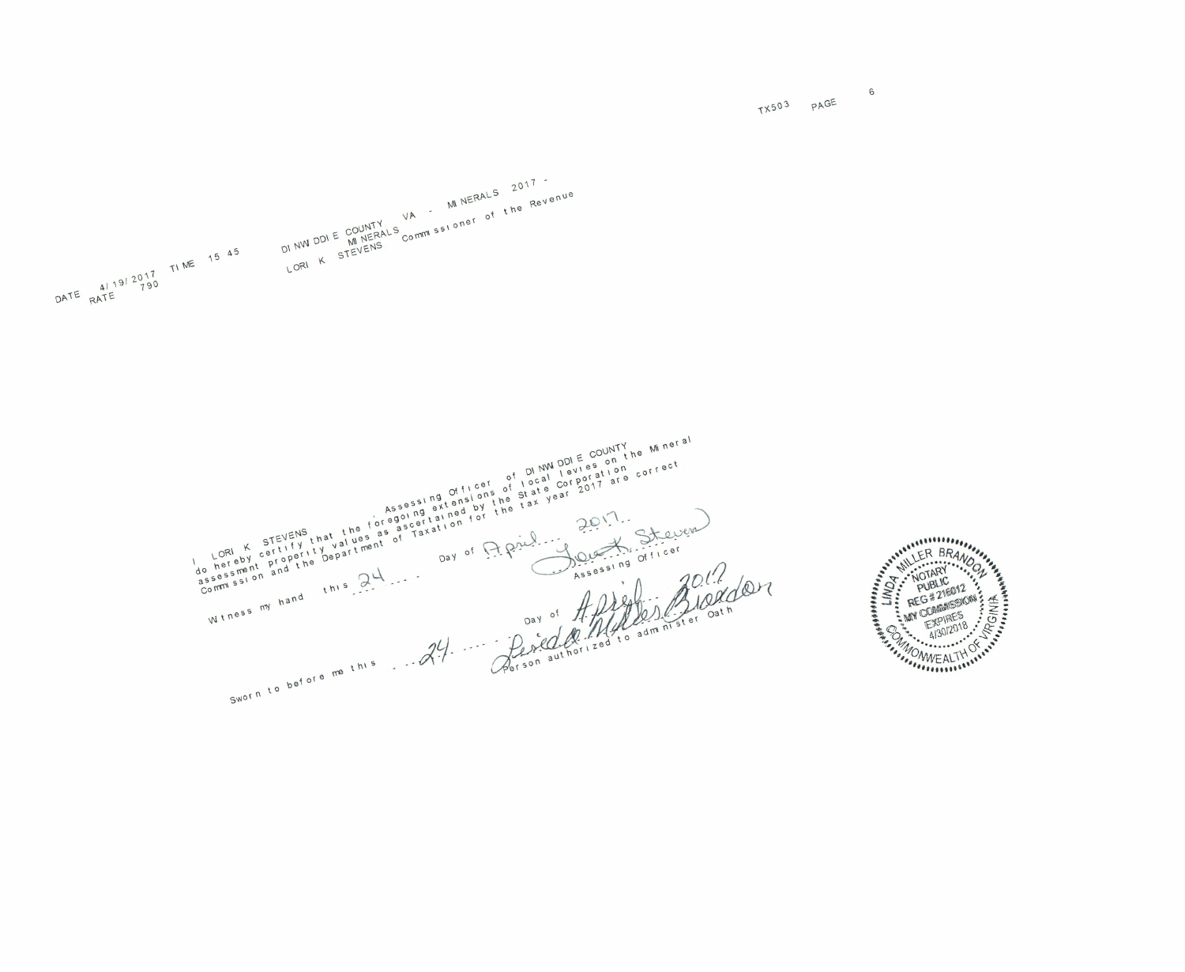DATE 4/19/2017 TIME 15 45 DINWIDDIE COUNTY VA - MINERALS 2017 -

RATE 790 MINERALS

LORI K STEVENS Commissioner of the Revenue

I LORI K STEVENS , Assessing Officer of DINWIDDIE COUNTY do hereby certify that the foregoing extensions of local levies on the Mineral assessment property values as ascertained by the State Corporation Commission and the Department of Taxation for the tax year 2017 are correct

Witness my hand this 24 Day of April 2017

Lori K. Stevens
Assessing Officer

Sworn to before me this 24 Day of April 2017

Linda Miller Brandon
Person authorized to administer Oath

LINDA MILLER BRANDON
NOTARY PUBLIC
REG # 216012
MY COMMISSION EXPIRES 4/30/2018
COMMONWEALTH OF VIRGINIA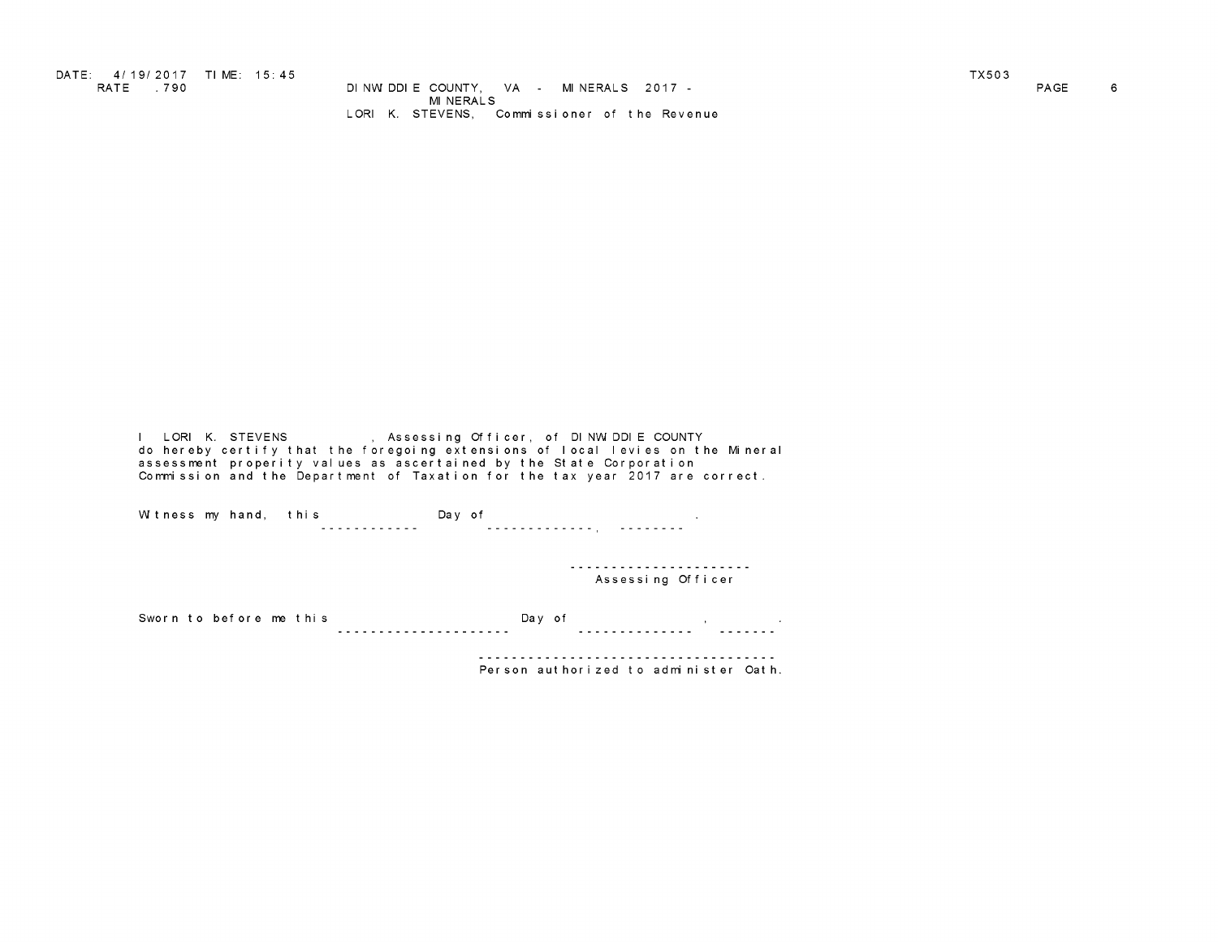I LORI K. STEVENS , Assessing Officer, of DINWIDDIE COUNTY do hereby certify that the foregoing extensions of local levies on the Mineral assessment properity values as ascertained by the State Corporation Commission and the Department of Taxation for the tax year 2017 are correct.

Witness my hand, this ____________ Day of _____________, ________.

______________________
Assessing Officer

Sworn to before me this _____________________ Day of _____________ , _______ .

____________________________________
Person authorized to administer Oath.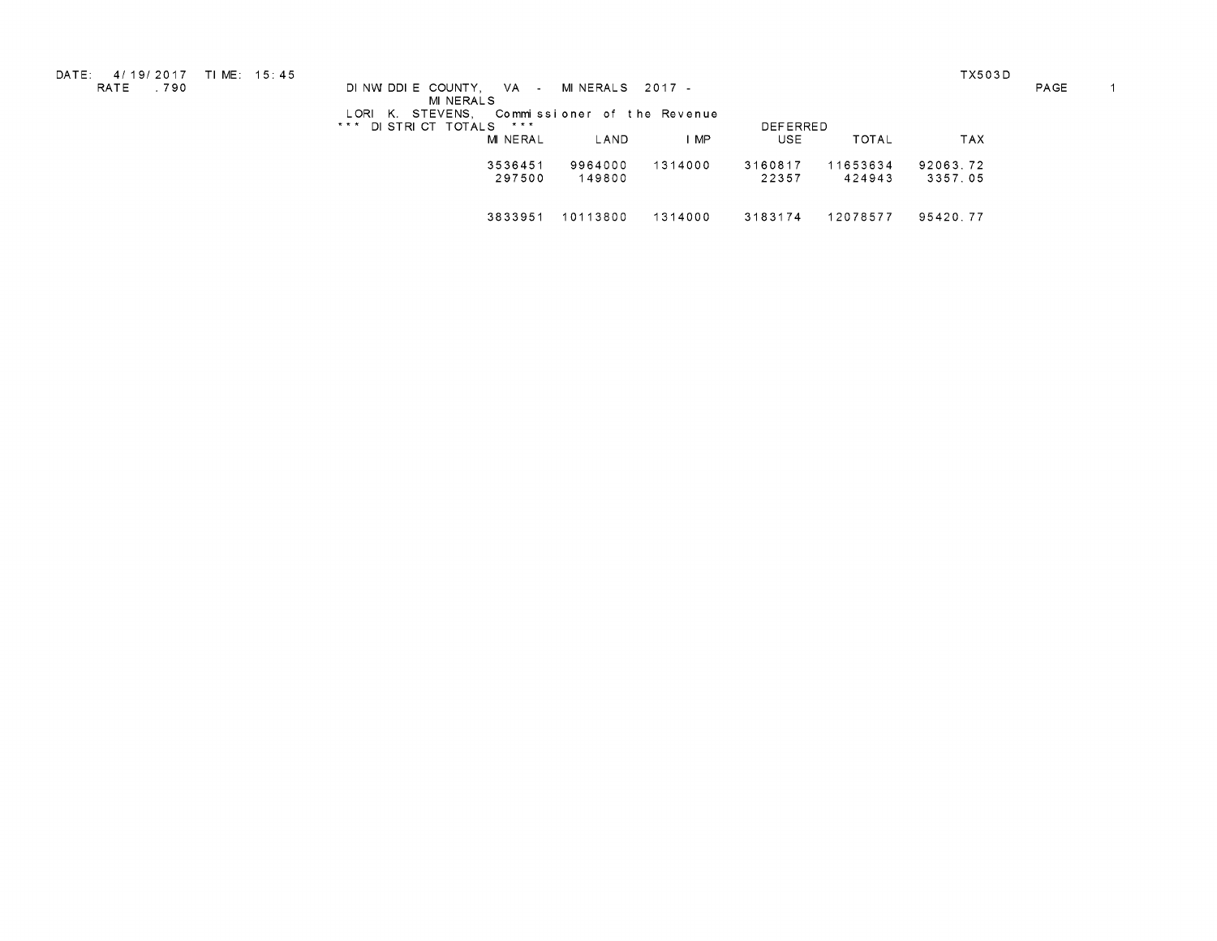DATE: 4/19/2017 TIME: 15:45 TX503D

RATE .790

DINWIDDIE COUNTY, VA - MINERALS 2017 -

MINERALS

LORI K. STEVENS, Commissioner of the Revenue

*** DISTRICT TOTALS ***

| MINERAL | LAND | IMP | DEFERRED USE | TOTAL | TAX |
|---|---|---|---|---|---|
| 3536451 | 9964000 | 1314000 | 3160817 | 11653634 | 92063.72 |
| 297500 | 149800 | | 22357 | 424943 | 3357.05 |
| 3833951 | 10113800 | 1314000 | 3183174 | 12078577 | 95420.77 |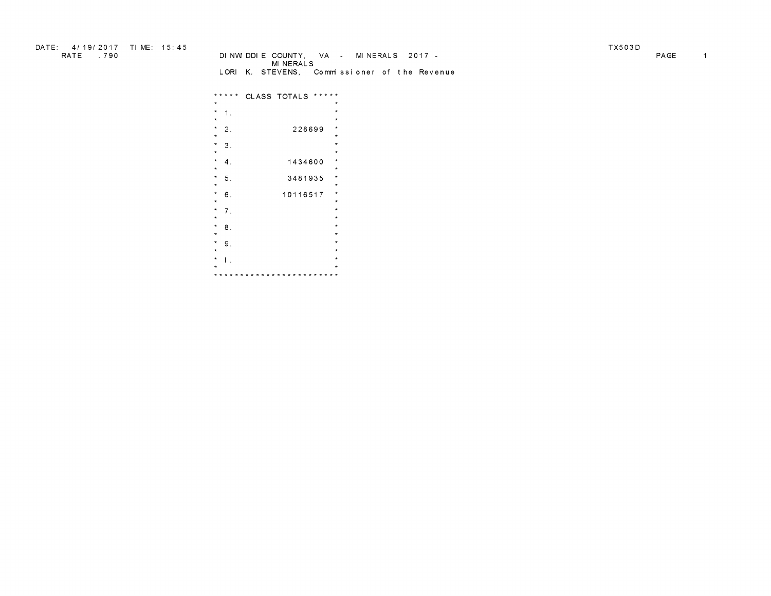DATE: 4/19/2017 TIME: 15:45
RATE .790

DINWIDDIE COUNTY, VA - MINERALS 2017 -
MINERALS
LORI K. STEVENS, Commissioner of the Revenue

TX503D
PAGE 1

***** CLASS TOTALS *****

| Class | Total |
|---|---|
| 1. | |
| 2. | 228699 |
| 3. | |
| 4. | 1434600 |
| 5. | 3481935 |
| 6. | 10116517 |
| 7. | |
| 8. | |
| 9. | |
| I. | |